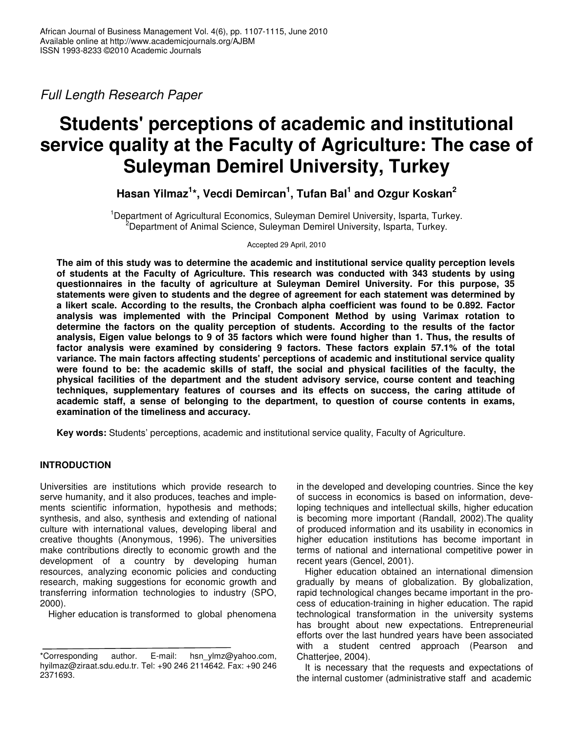Full Length Research Paper

# Students' perceptions of academic and institutional service quality at the Faculty of Agriculture: The case of Suleyman Demirel University, Turkey

**Hasan Yilmaz[1]\*, Vecdi Demircan[1], Tufan Bal[1] and Ozgur Koskan[2]**

[1]Department of Agricultural Economics, Suleyman Demirel University, Isparta, Turkey.
[2]Department of Animal Science, Suleyman Demirel University, Isparta, Turkey.

Accepted 29 April, 2010

**The aim of this study was to determine the academic and institutional service quality perception levels of students at the Faculty of Agriculture. This research was conducted with 343 students by using questionnaires in the faculty of agriculture at Suleyman Demirel University. For this purpose, 35 statements were given to students and the degree of agreement for each statement was determined by a likert scale. According to the results, the Cronbach alpha coefficient was found to be 0.892. Factor analysis was implemented with the Principal Component Method by using Varimax rotation to determine the factors on the quality perception of students. According to the results of the factor analysis, Eigen value belongs to 9 of 35 factors which were found higher than 1. Thus, the results of factor analysis were examined by considering 9 factors. These factors explain 57.1% of the total variance. The main factors affecting students' perceptions of academic and institutional service quality were found to be: the academic skills of staff, the social and physical facilities of the faculty, the physical facilities of the department and the student advisory service, course content and teaching techniques, supplementary features of courses and its effects on success, the caring attitude of academic staff, a sense of belonging to the department, to question of course contents in exams, examination of the timeliness and accuracy.**

**Key words:** Students' perceptions, academic and institutional service quality, Faculty of Agriculture.

## INTRODUCTION

Universities are institutions which provide research to serve humanity, and it also produces, teaches and implements scientific information, hypothesis and methods; synthesis, and also, synthesis and extending of national culture with international values, developing liberal and creative thoughts (Anonymous, 1996). The universities make contributions directly to economic growth and the development of a country by developing human resources, analyzing economic policies and conducting research, making suggestions for economic growth and transferring information technologies to industry (SPO, 2000).

Higher education is transformed to global phenomena in the developed and developing countries. Since the key of success in economics is based on information, developing techniques and intellectual skills, higher education is becoming more important (Randall, 2002).The quality of produced information and its usability in economics in higher education institutions has become important in terms of national and international competitive power in recent years (Gencel, 2001).

Higher education obtained an international dimension gradually by means of globalization. By globalization, rapid technological changes became important in the process of education-training in higher education. The rapid technological transformation in the university systems has brought about new expectations. Entrepreneurial efforts over the last hundred years have been associated with a student centred approach (Pearson and Chatterjee, 2004).

It is necessary that the requests and expectations of the internal customer (administrative staff and academic

\*Corresponding author. E-mail: hsn_ylmz@yahoo.com, hyilmaz@ziraat.sdu.edu.tr. Tel: +90 246 2114642. Fax: +90 246 2371693.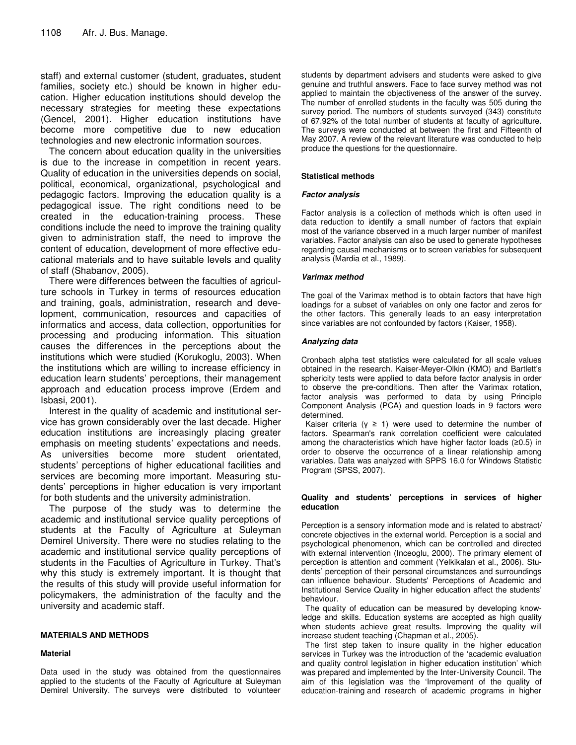staff) and external customer (student, graduates, student families, society etc.) should be known in higher education. Higher education institutions should develop the necessary strategies for meeting these expectations (Gencel, 2001). Higher education institutions have become more competitive due to new education technologies and new electronic information sources.

The concern about education quality in the universities is due to the increase in competition in recent years. Quality of education in the universities depends on social, political, economical, organizational, psychological and pedagogic factors. Improving the education quality is a pedagogical issue. The right conditions need to be created in the education-training process. These conditions include the need to improve the training quality given to administration staff, the need to improve the content of education, development of more effective educational materials and to have suitable levels and quality of staff (Shabanov, 2005).

There were differences between the faculties of agriculture schools in Turkey in terms of resources education and training, goals, administration, research and development, communication, resources and capacities of informatics and access, data collection, opportunities for processing and producing information. This situation causes the differences in the perceptions about the institutions which were studied (Korukoglu, 2003). When the institutions which are willing to increase efficiency in education learn students' perceptions, their management approach and education process improve (Erdem and Isbasi, 2001).

Interest in the quality of academic and institutional service has grown considerably over the last decade. Higher education institutions are increasingly placing greater emphasis on meeting students' expectations and needs. As universities become more student orientated, students' perceptions of higher educational facilities and services are becoming more important. Measuring students' perceptions in higher education is very important for both students and the university administration.

The purpose of the study was to determine the academic and institutional service quality perceptions of students at the Faculty of Agriculture at Suleyman Demirel University. There were no studies relating to the academic and institutional service quality perceptions of students in the Faculties of Agriculture in Turkey. That's why this study is extremely important. It is thought that the results of this study will provide useful information for policymakers, the administration of the faculty and the university and academic staff.

## MATERIALS AND METHODS

### Material

Data used in the study was obtained from the questionnaires applied to the students of the Faculty of Agriculture at Suleyman Demirel University. The surveys were distributed to volunteer students by department advisers and students were asked to give genuine and truthful answers. Face to face survey method was not applied to maintain the objectiveness of the answer of the survey. The number of enrolled students in the faculty was 505 during the survey period. The numbers of students surveyed (343) constitute of 67.92% of the total number of students at faculty of agriculture. The surveys were conducted at between the first and Fifteenth of May 2007. A review of the relevant literature was conducted to help produce the questions for the questionnaire.

### Statistical methods

#### *Factor analysis*

Factor analysis is a collection of methods which is often used in data reduction to identify a small number of factors that explain most of the variance observed in a much larger number of manifest variables. Factor analysis can also be used to generate hypotheses regarding causal mechanisms or to screen variables for subsequent analysis (Mardia et al., 1989).

#### *Varimax method*

The goal of the Varimax method is to obtain factors that have high loadings for a subset of variables on only one factor and zeros for the other factors. This generally leads to an easy interpretation since variables are not confounded by factors (Kaiser, 1958).

#### *Analyzing data*

Cronbach alpha test statistics were calculated for all scale values obtained in the research. Kaiser-Meyer-Olkin (KMO) and Bartlett's sphericity tests were applied to data before factor analysis in order to observe the pre-conditions. Then after the Varimax rotation, factor analysis was performed to data by using Principle Component Analysis (PCA) and question loads in 9 factors were determined.

Kaiser criteria ($\gamma \geq 1$) were used to determine the number of factors. Spearman's rank correlation coefficient were calculated among the characteristics which have higher factor loads ($\geq 0.5$) in order to observe the occurrence of a linear relationship among variables. Data was analyzed with SPPS 16.0 for Windows Statistic Program (SPSS, 2007).

### Quality and students' perceptions in services of higher education

Perception is a sensory information mode and is related to abstract/ concrete objectives in the external world. Perception is a social and psychological phenomenon, which can be controlled and directed with external intervention (Inceoglu, 2000). The primary element of perception is attention and comment (Yelkikalan et al., 2006). Students' perception of their personal circumstances and surroundings can influence behaviour. Students' Perceptions of Academic and Institutional Service Quality in higher education affect the students' behaviour.

The quality of education can be measured by developing knowledge and skills. Education systems are accepted as high quality when students achieve great results. Improving the quality will increase student teaching (Chapman et al., 2005).

The first step taken to insure quality in the higher education services in Turkey was the introduction of the 'academic evaluation and quality control legislation in higher education institution' which was prepared and implemented by the Inter-University Council. The aim of this legislation was the 'Improvement of the quality of education-training and research of academic programs in higher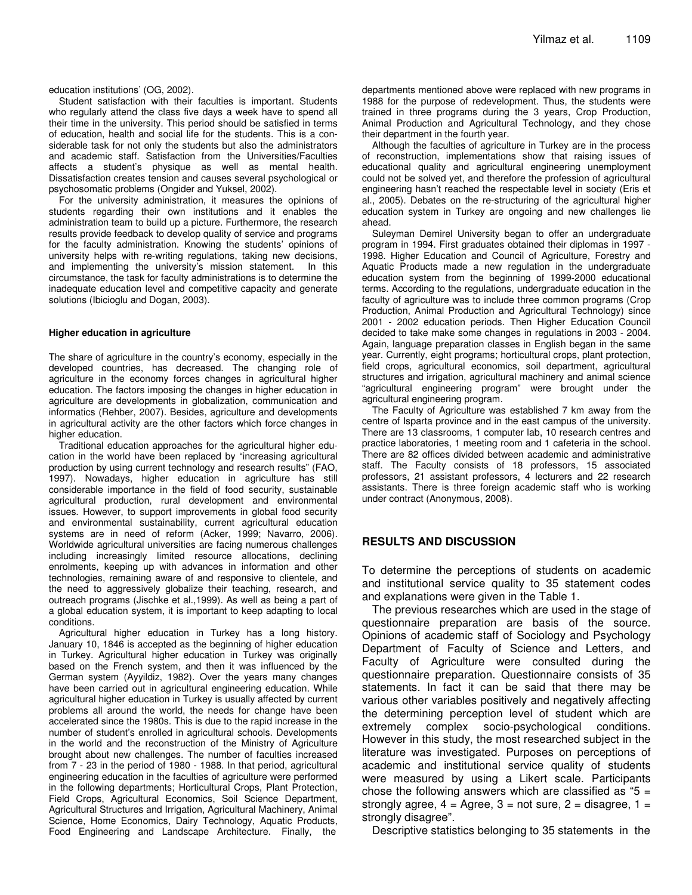education institutions' (OG, 2002).

Student satisfaction with their faculties is important. Students who regularly attend the class five days a week have to spend all their time in the university. This period should be satisfied in terms of education, health and social life for the students. This is a considerable task for not only the students but also the administrators and academic staff. Satisfaction from the Universities/Faculties affects a student's physique as well as mental health. Dissatisfaction creates tension and causes several psychological or psychosomatic problems (Ongider and Yuksel, 2002).

For the university administration, it measures the opinions of students regarding their own institutions and it enables the administration team to build up a picture. Furthermore, the research results provide feedback to develop quality of service and programs for the faculty administration. Knowing the students' opinions of university helps with re-writing regulations, taking new decisions, and implementing the university's mission statement. In this circumstance, the task for faculty administrations is to determine the inadequate education level and competitive capacity and generate solutions (Ibicioglu and Dogan, 2003).

#### Higher education in agriculture

The share of agriculture in the country's economy, especially in the developed countries, has decreased. The changing role of agriculture in the economy forces changes in agricultural higher education. The factors imposing the changes in higher education in agriculture are developments in globalization, communication and informatics (Rehber, 2007). Besides, agriculture and developments in agricultural activity are the other factors which force changes in higher education.

Traditional education approaches for the agricultural higher education in the world have been replaced by "increasing agricultural production by using current technology and research results" (FAO, 1997). Nowadays, higher education in agriculture has still considerable importance in the field of food security, sustainable agricultural production, rural development and environmental issues. However, to support improvements in global food security and environmental sustainability, current agricultural education systems are in need of reform (Acker, 1999; Navarro, 2006). Worldwide agricultural universities are facing numerous challenges including increasingly limited resource allocations, declining enrolments, keeping up with advances in information and other technologies, remaining aware of and responsive to clientele, and the need to aggressively globalize their teaching, research, and outreach programs (Jischke et al.,1999). As well as being a part of a global education system, it is important to keep adapting to local conditions.

Agricultural higher education in Turkey has a long history. January 10, 1846 is accepted as the beginning of higher education in Turkey. Agricultural higher education in Turkey was originally based on the French system, and then it was influenced by the German system (Ayyildiz, 1982). Over the years many changes have been carried out in agricultural engineering education. While agricultural higher education in Turkey is usually affected by current problems all around the world, the needs for change have been accelerated since the 1980s. This is due to the rapid increase in the number of student's enrolled in agricultural schools. Developments in the world and the reconstruction of the Ministry of Agriculture brought about new challenges. The number of faculties increased from 7 - 23 in the period of 1980 - 1988. In that period, agricultural engineering education in the faculties of agriculture were performed in the following departments; Horticultural Crops, Plant Protection, Field Crops, Agricultural Economics, Soil Science Department, Agricultural Structures and Irrigation, Agricultural Machinery, Animal Science, Home Economics, Dairy Technology, Aquatic Products, Food Engineering and Landscape Architecture. Finally, the departments mentioned above were replaced with new programs in 1988 for the purpose of redevelopment. Thus, the students were trained in three programs during the 3 years, Crop Production, Animal Production and Agricultural Technology, and they chose their department in the fourth year.

Although the faculties of agriculture in Turkey are in the process of reconstruction, implementations show that raising issues of educational quality and agricultural engineering unemployment could not be solved yet, and therefore the profession of agricultural engineering hasn't reached the respectable level in society (Eris et al., 2005). Debates on the re-structuring of the agricultural higher education system in Turkey are ongoing and new challenges lie ahead.

Suleyman Demirel University began to offer an undergraduate program in 1994. First graduates obtained their diplomas in 1997 - 1998. Higher Education and Council of Agriculture, Forestry and Aquatic Products made a new regulation in the undergraduate education system from the beginning of 1999-2000 educational terms. According to the regulations, undergraduate education in the faculty of agriculture was to include three common programs (Crop Production, Animal Production and Agricultural Technology) since 2001 - 2002 education periods. Then Higher Education Council decided to take make some changes in regulations in 2003 - 2004. Again, language preparation classes in English began in the same year. Currently, eight programs; horticultural crops, plant protection, field crops, agricultural economics, soil department, agricultural structures and irrigation, agricultural machinery and animal science "agricultural engineering program" were brought under the agricultural engineering program.

The Faculty of Agriculture was established 7 km away from the centre of Isparta province and in the east campus of the university. There are 13 classrooms, 1 computer lab, 10 research centres and practice laboratories, 1 meeting room and 1 cafeteria in the school. There are 82 offices divided between academic and administrative staff. The Faculty consists of 18 professors, 15 associated professors, 21 assistant professors, 4 lecturers and 22 research assistants. There is three foreign academic staff who is working under contract (Anonymous, 2008).

## RESULTS AND DISCUSSION

To determine the perceptions of students on academic and institutional service quality to 35 statement codes and explanations were given in the Table 1.

The previous researches which are used in the stage of questionnaire preparation are basis of the source. Opinions of academic staff of Sociology and Psychology Department of Faculty of Science and Letters, and Faculty of Agriculture were consulted during the questionnaire preparation. Questionnaire consists of 35 statements. In fact it can be said that there may be various other variables positively and negatively affecting the determining perception level of student which are extremely complex socio-psychological conditions. However in this study, the most researched subject in the literature was investigated. Purposes on perceptions of academic and institutional service quality of students were measured by using a Likert scale. Participants chose the following answers which are classified as "5 = strongly agree, 4 = Agree, 3 = not sure, 2 = disagree, 1 = strongly disagree".

Descriptive statistics belonging to 35 statements in the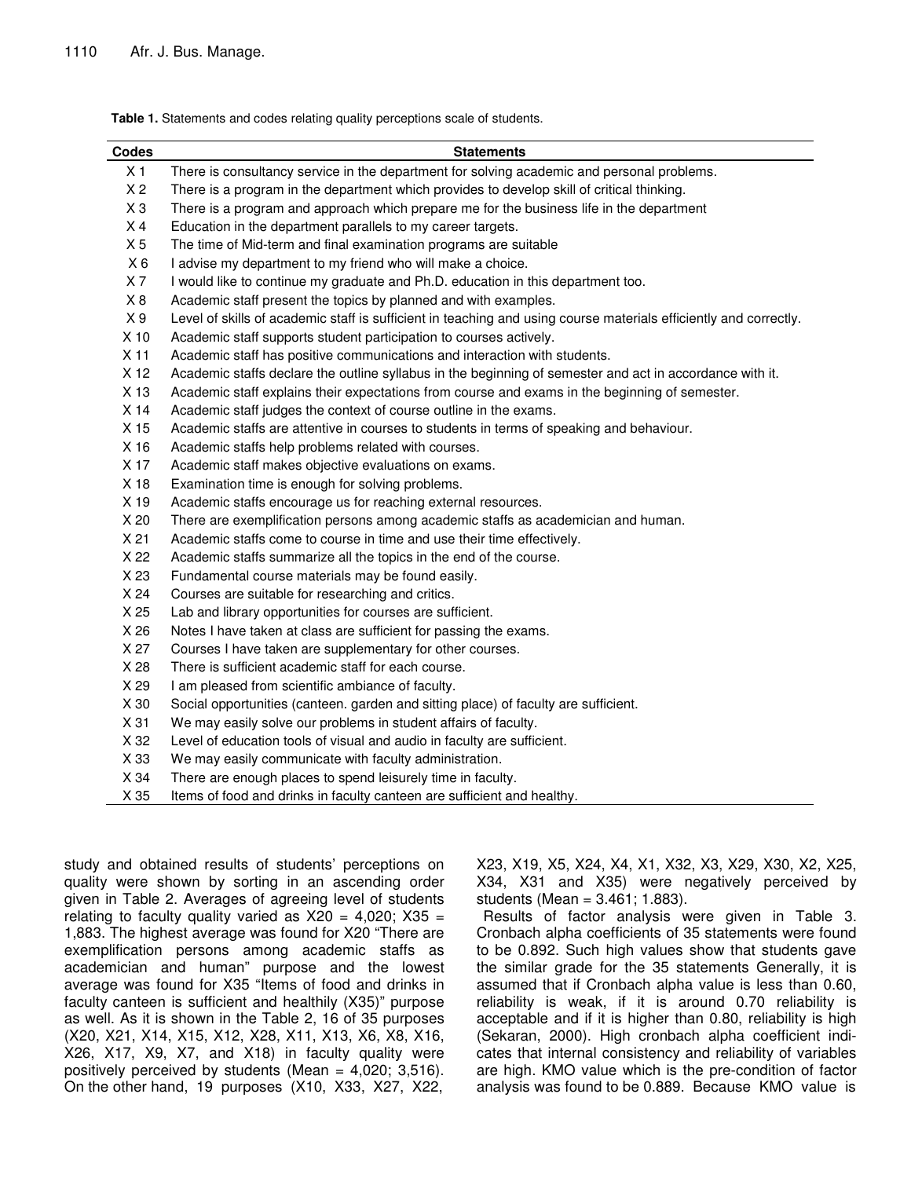**Table 1.** Statements and codes relating quality perceptions scale of students.

| Codes | Statements |
|---|---|
| X 1 | There is consultancy service in the department for solving academic and personal problems. |
| X 2 | There is a program in the department which provides to develop skill of critical thinking. |
| X 3 | There is a program and approach which prepare me for the business life in the department |
| X 4 | Education in the department parallels to my career targets. |
| X 5 | The time of Mid-term and final examination programs are suitable |
| X 6 | I advise my department to my friend who will make a choice. |
| X 7 | I would like to continue my graduate and Ph.D. education in this department too. |
| X 8 | Academic staff present the topics by planned and with examples. |
| X 9 | Level of skills of academic staff is sufficient in teaching and using course materials efficiently and correctly. |
| X 10 | Academic staff supports student participation to courses actively. |
| X 11 | Academic staff has positive communications and interaction with students. |
| X 12 | Academic staffs declare the outline syllabus in the beginning of semester and act in accordance with it. |
| X 13 | Academic staff explains their expectations from course and exams in the beginning of semester. |
| X 14 | Academic staff judges the context of course outline in the exams. |
| X 15 | Academic staffs are attentive in courses to students in terms of speaking and behaviour. |
| X 16 | Academic staffs help problems related with courses. |
| X 17 | Academic staff makes objective evaluations on exams. |
| X 18 | Examination time is enough for solving problems. |
| X 19 | Academic staffs encourage us for reaching external resources. |
| X 20 | There are exemplification persons among academic staffs as academician and human. |
| X 21 | Academic staffs come to course in time and use their time effectively. |
| X 22 | Academic staffs summarize all the topics in the end of the course. |
| X 23 | Fundamental course materials may be found easily. |
| X 24 | Courses are suitable for researching and critics. |
| X 25 | Lab and library opportunities for courses are sufficient. |
| X 26 | Notes I have taken at class are sufficient for passing the exams. |
| X 27 | Courses I have taken are supplementary for other courses. |
| X 28 | There is sufficient academic staff for each course. |
| X 29 | I am pleased from scientific ambiance of faculty. |
| X 30 | Social opportunities (canteen. garden and sitting place) of faculty are sufficient. |
| X 31 | We may easily solve our problems in student affairs of faculty. |
| X 32 | Level of education tools of visual and audio in faculty are sufficient. |
| X 33 | We may easily communicate with faculty administration. |
| X 34 | There are enough places to spend leisurely time in faculty. |
| X 35 | Items of food and drinks in faculty canteen are sufficient and healthy. |

study and obtained results of students' perceptions on quality were shown by sorting in an ascending order given in Table 2. Averages of agreeing level of students relating to faculty quality varied as X20 = 4,020; X35 = 1,883. The highest average was found for X20 "There are exemplification persons among academic staffs as academician and human" purpose and the lowest average was found for X35 "Items of food and drinks in faculty canteen is sufficient and healthily (X35)" purpose as well. As it is shown in the Table 2, 16 of 35 purposes (X20, X21, X14, X15, X12, X28, X11, X13, X6, X8, X16, X26, X17, X9, X7, and X18) in faculty quality were positively perceived by students (Mean = 4,020; 3,516). On the other hand, 19 purposes (X10, X33, X27, X22, X23, X19, X5, X24, X4, X1, X32, X3, X29, X30, X2, X25, X34, X31 and X35) were negatively perceived by students (Mean = 3.461; 1.883).

Results of factor analysis were given in Table 3. Cronbach alpha coefficients of 35 statements were found to be 0.892. Such high values show that students gave the similar grade for the 35 statements Generally, it is assumed that if Cronbach alpha value is less than 0.60, reliability is weak, if it is around 0.70 reliability is acceptable and if it is higher than 0.80, reliability is high (Sekaran, 2000). High cronbach alpha coefficient indicates that internal consistency and reliability of variables are high. KMO value which is the pre-condition of factor analysis was found to be 0.889. Because KMO value is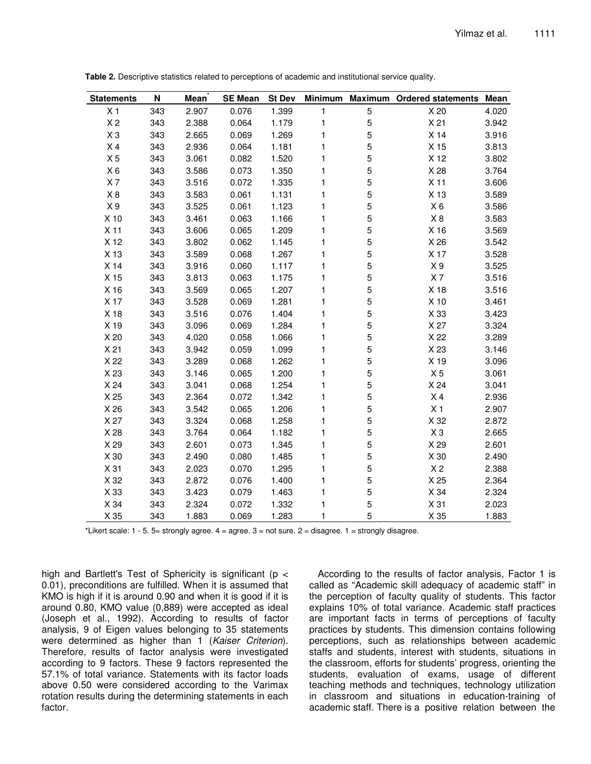**Table 2.** Descriptive statistics related to perceptions of academic and institutional service quality.

| Statements | N | Mean* | SE Mean | St Dev | Minimum | Maximum | Ordered statements | Mean |
|---|---|---|---|---|---|---|---|---|
| X 1 | 343 | 2.907 | 0.076 | 1.399 | 1 | 5 | X 20 | 4.020 |
| X 2 | 343 | 2.388 | 0.064 | 1.179 | 1 | 5 | X 21 | 3.942 |
| X 3 | 343 | 2.665 | 0.069 | 1.269 | 1 | 5 | X 14 | 3.916 |
| X 4 | 343 | 2.936 | 0.064 | 1.181 | 1 | 5 | X 15 | 3.813 |
| X 5 | 343 | 3.061 | 0.082 | 1.520 | 1 | 5 | X 12 | 3.802 |
| X 6 | 343 | 3.586 | 0.073 | 1.350 | 1 | 5 | X 28 | 3.764 |
| X 7 | 343 | 3.516 | 0.072 | 1.335 | 1 | 5 | X 11 | 3.606 |
| X 8 | 343 | 3.583 | 0.061 | 1.131 | 1 | 5 | X 13 | 3.589 |
| X 9 | 343 | 3.525 | 0.061 | 1.123 | 1 | 5 | X 6 | 3.586 |
| X 10 | 343 | 3.461 | 0.063 | 1.166 | 1 | 5 | X 8 | 3.583 |
| X 11 | 343 | 3.606 | 0.065 | 1.209 | 1 | 5 | X 16 | 3.569 |
| X 12 | 343 | 3.802 | 0.062 | 1.145 | 1 | 5 | X 26 | 3.542 |
| X 13 | 343 | 3.589 | 0.068 | 1.267 | 1 | 5 | X 17 | 3.528 |
| X 14 | 343 | 3.916 | 0.060 | 1.117 | 1 | 5 | X 9 | 3.525 |
| X 15 | 343 | 3.813 | 0.063 | 1.175 | 1 | 5 | X 7 | 3.516 |
| X 16 | 343 | 3.569 | 0.065 | 1.207 | 1 | 5 | X 18 | 3.516 |
| X 17 | 343 | 3.528 | 0.069 | 1.281 | 1 | 5 | X 10 | 3.461 |
| X 18 | 343 | 3.516 | 0.076 | 1.404 | 1 | 5 | X 33 | 3.423 |
| X 19 | 343 | 3.096 | 0.069 | 1.284 | 1 | 5 | X 27 | 3.324 |
| X 20 | 343 | 4.020 | 0.058 | 1.066 | 1 | 5 | X 22 | 3.289 |
| X 21 | 343 | 3.942 | 0.059 | 1.099 | 1 | 5 | X 23 | 3.146 |
| X 22 | 343 | 3.289 | 0.068 | 1.262 | 1 | 5 | X 19 | 3.096 |
| X 23 | 343 | 3.146 | 0.065 | 1.200 | 1 | 5 | X 5 | 3.061 |
| X 24 | 343 | 3.041 | 0.068 | 1.254 | 1 | 5 | X 24 | 3.041 |
| X 25 | 343 | 2.364 | 0.072 | 1.342 | 1 | 5 | X 4 | 2.936 |
| X 26 | 343 | 3.542 | 0.065 | 1.206 | 1 | 5 | X 1 | 2.907 |
| X 27 | 343 | 3.324 | 0.068 | 1.258 | 1 | 5 | X 32 | 2.872 |
| X 28 | 343 | 3.764 | 0.064 | 1.182 | 1 | 5 | X 3 | 2.665 |
| X 29 | 343 | 2.601 | 0.073 | 1.345 | 1 | 5 | X 29 | 2.601 |
| X 30 | 343 | 2.490 | 0.080 | 1.485 | 1 | 5 | X 30 | 2.490 |
| X 31 | 343 | 2.023 | 0.070 | 1.295 | 1 | 5 | X 2 | 2.388 |
| X 32 | 343 | 2.872 | 0.076 | 1.400 | 1 | 5 | X 25 | 2.364 |
| X 33 | 343 | 3.423 | 0.079 | 1.463 | 1 | 5 | X 34 | 2.324 |
| X 34 | 343 | 2.324 | 0.072 | 1.332 | 1 | 5 | X 31 | 2.023 |
| X 35 | 343 | 1.883 | 0.069 | 1.283 | 1 | 5 | X 35 | 1.883 |

*Likert scale: 1 - 5. 5= strongly agree. 4 = agree. 3 = not sure. 2 = disagree. 1 = strongly disagree.

high and Bartlett's Test of Sphericity is significant ($p < 0.01$), preconditions are fulfilled. When it is assumed that KMO is high if it is around 0.90 and when it is good if it is around 0.80, KMO value (0,889) were accepted as ideal (Joseph et al., 1992). According to results of factor analysis, 9 of Eigen values belonging to 35 statements were determined as higher than 1 (*Kaiser Criterion*). Therefore, results of factor analysis were investigated according to 9 factors. These 9 factors represented the 57.1% of total variance. Statements with its factor loads above 0.50 were considered according to the Varimax rotation results during the determining statements in each factor.

According to the results of factor analysis, Factor 1 is called as "Academic skill adequacy of academic staff" in the perception of faculty quality of students. This factor explains 10% of total variance. Academic staff practices are important facts in terms of perceptions of faculty practices by students. This dimension contains following perceptions, such as relationships between academic staffs and students, interest with students, situations in the classroom, efforts for students' progress, orienting the students, evaluation of exams, usage of different teaching methods and techniques, technology utilization in classroom and situations in education-training of academic staff. There is a positive relation between the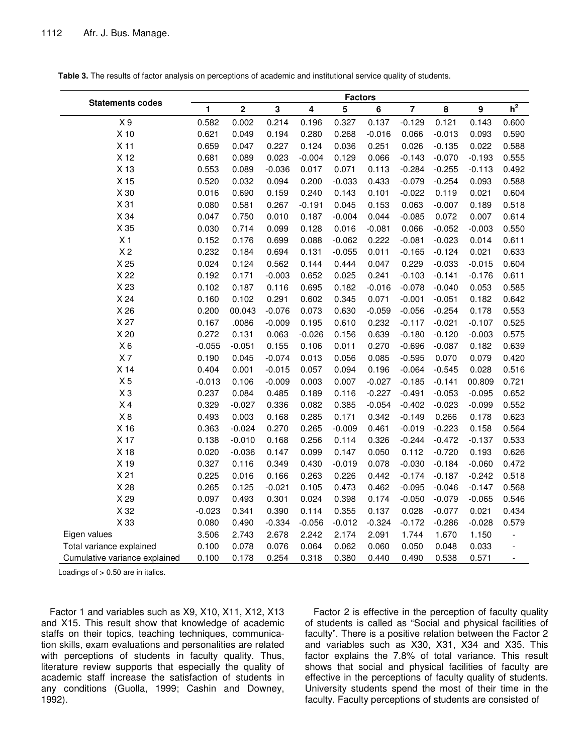**Table 3.** The results of factor analysis on perceptions of academic and institutional service quality of students.

| Statements codes | Factors | | | | | | | | | |
|---|---|---|---|---|---|---|---|---|---|---|
| | 1 | 2 | 3 | 4 | 5 | 6 | 7 | 8 | 9 | $h^2$ |
| X 9 | 0.582 | 0.002 | 0.214 | 0.196 | 0.327 | 0.137 | -0.129 | 0.121 | 0.143 | 0.600 |
| X 10 | 0.621 | 0.049 | 0.194 | 0.280 | 0.268 | -0.016 | 0.066 | -0.013 | 0.093 | 0.590 |
| X 11 | 0.659 | 0.047 | 0.227 | 0.124 | 0.036 | 0.251 | 0.026 | -0.135 | 0.022 | 0.588 |
| X 12 | 0.681 | 0.089 | 0.023 | -0.004 | 0.129 | 0.066 | -0.143 | -0.070 | -0.193 | 0.555 |
| X 13 | 0.553 | 0.089 | -0.036 | 0.017 | 0.071 | 0.113 | -0.284 | -0.255 | -0.113 | 0.492 |
| X 15 | 0.520 | 0.032 | 0.094 | 0.200 | -0.033 | 0.433 | -0.079 | -0.254 | 0.093 | 0.588 |
| X 30 | 0.016 | 0.690 | 0.159 | 0.240 | 0.143 | 0.101 | -0.022 | 0.119 | 0.021 | 0.604 |
| X 31 | 0.080 | 0.581 | 0.267 | -0.191 | 0.045 | 0.153 | 0.063 | -0.007 | 0.189 | 0.518 |
| X 34 | 0.047 | 0.750 | 0.010 | 0.187 | -0.004 | 0.044 | -0.085 | 0.072 | 0.007 | 0.614 |
| X 35 | 0.030 | 0.714 | 0.099 | 0.128 | 0.016 | -0.081 | 0.066 | -0.052 | -0.003 | 0.550 |
| X 1 | 0.152 | 0.176 | 0.699 | 0.088 | -0.062 | 0.222 | -0.081 | -0.023 | 0.014 | 0.611 |
| X 2 | 0.232 | 0.184 | 0.694 | 0.131 | -0.055 | 0.011 | -0.165 | -0.124 | 0.021 | 0.633 |
| X 25 | 0.024 | 0.124 | 0.562 | 0.144 | 0.444 | 0.047 | 0.229 | -0.033 | -0.015 | 0.604 |
| X 22 | 0.192 | 0.171 | -0.003 | 0.652 | 0.025 | 0.241 | -0.103 | -0.141 | -0.176 | 0.611 |
| X 23 | 0.102 | 0.187 | 0.116 | 0.695 | 0.182 | -0.016 | -0.078 | -0.040 | 0.053 | 0.585 |
| X 24 | 0.160 | 0.102 | 0.291 | 0.602 | 0.345 | 0.071 | -0.001 | -0.051 | 0.182 | 0.642 |
| X 26 | 0.200 | 00.043 | -0.076 | 0.073 | 0.630 | -0.059 | -0.056 | -0.254 | 0.178 | 0.553 |
| X 27 | 0.167 | .0086 | -0.009 | 0.195 | 0.610 | 0.232 | -0.117 | -0.021 | -0.107 | 0.525 |
| X 20 | 0.272 | 0.131 | 0.063 | -0.026 | 0.156 | 0.639 | -0.180 | -0.120 | -0.003 | 0.575 |
| X 6 | -0.055 | -0.051 | 0.155 | 0.106 | 0.011 | 0.270 | -0.696 | -0.087 | 0.182 | 0.639 |
| X 7 | 0.190 | 0.045 | -0.074 | 0.013 | 0.056 | 0.085 | -0.595 | 0.070 | 0.079 | 0.420 |
| X 14 | 0.404 | 0.001 | -0.015 | 0.057 | 0.094 | 0.196 | -0.064 | -0.545 | 0.028 | 0.516 |
| X 5 | -0.013 | 0.106 | -0.009 | 0.003 | 0.007 | -0.027 | -0.185 | -0.141 | 00.809 | 0.721 |
| X 3 | 0.237 | 0.084 | 0.485 | 0.189 | 0.116 | -0.227 | -0.491 | -0.053 | -0.095 | 0.652 |
| X 4 | 0.329 | -0.027 | 0.336 | 0.082 | 0.385 | -0.054 | -0.402 | -0.023 | -0.099 | 0.552 |
| X 8 | 0.493 | 0.003 | 0.168 | 0.285 | 0.171 | 0.342 | -0.149 | 0.266 | 0.178 | 0.623 |
| X 16 | 0.363 | -0.024 | 0.270 | 0.265 | -0.009 | 0.461 | -0.019 | -0.223 | 0.158 | 0.564 |
| X 17 | 0.138 | -0.010 | 0.168 | 0.256 | 0.114 | 0.326 | -0.244 | -0.472 | -0.137 | 0.533 |
| X 18 | 0.020 | -0.036 | 0.147 | 0.099 | 0.147 | 0.050 | 0.112 | -0.720 | 0.193 | 0.626 |
| X 19 | 0.327 | 0.116 | 0.349 | 0.430 | -0.019 | 0.078 | -0.030 | -0.184 | -0.060 | 0.472 |
| X 21 | 0.225 | 0.016 | 0.166 | 0.263 | 0.226 | 0.442 | -0.174 | -0.187 | -0.242 | 0.518 |
| X 28 | 0.265 | 0.125 | -0.021 | 0.105 | 0.473 | 0.462 | -0.095 | -0.046 | -0.147 | 0.568 |
| X 29 | 0.097 | 0.493 | 0.301 | 0.024 | 0.398 | 0.174 | -0.050 | -0.079 | -0.065 | 0.546 |
| X 32 | -0.023 | 0.341 | 0.390 | 0.114 | 0.355 | 0.137 | 0.028 | -0.077 | 0.021 | 0.434 |
| X 33 | 0.080 | 0.490 | -0.334 | -0.056 | -0.012 | -0.324 | -0.172 | -0.286 | -0.028 | 0.579 |
| Eigen values | 3.506 | 2.743 | 2.678 | 2.242 | 2.174 | 2.091 | 1.744 | 1.670 | 1.150 | - |
| Total variance explained | 0.100 | 0.078 | 0.076 | 0.064 | 0.062 | 0.060 | 0.050 | 0.048 | 0.033 | - |
| Cumulative variance explained | 0.100 | 0.178 | 0.254 | 0.318 | 0.380 | 0.440 | 0.490 | 0.538 | 0.571 | - |

Loadings of > 0.50 are in italics.

Factor 1 and variables such as X9, X10, X11, X12, X13 and X15. This result show that knowledge of academic staffs on their topics, teaching techniques, communication skills, exam evaluations and personalities are related with perceptions of students in faculty quality. Thus, literature review supports that especially the quality of academic staff increase the satisfaction of students in any conditions (Guolla, 1999; Cashin and Downey, 1992).

Factor 2 is effective in the perception of faculty quality of students is called as "Social and physical facilities of faculty". There is a positive relation between the Factor 2 and variables such as X30, X31, X34 and X35. This factor explains the 7.8% of total variance. This result shows that social and physical facilities of faculty are effective in the perceptions of faculty quality of students. University students spend the most of their time in the faculty. Faculty perceptions of students are consisted of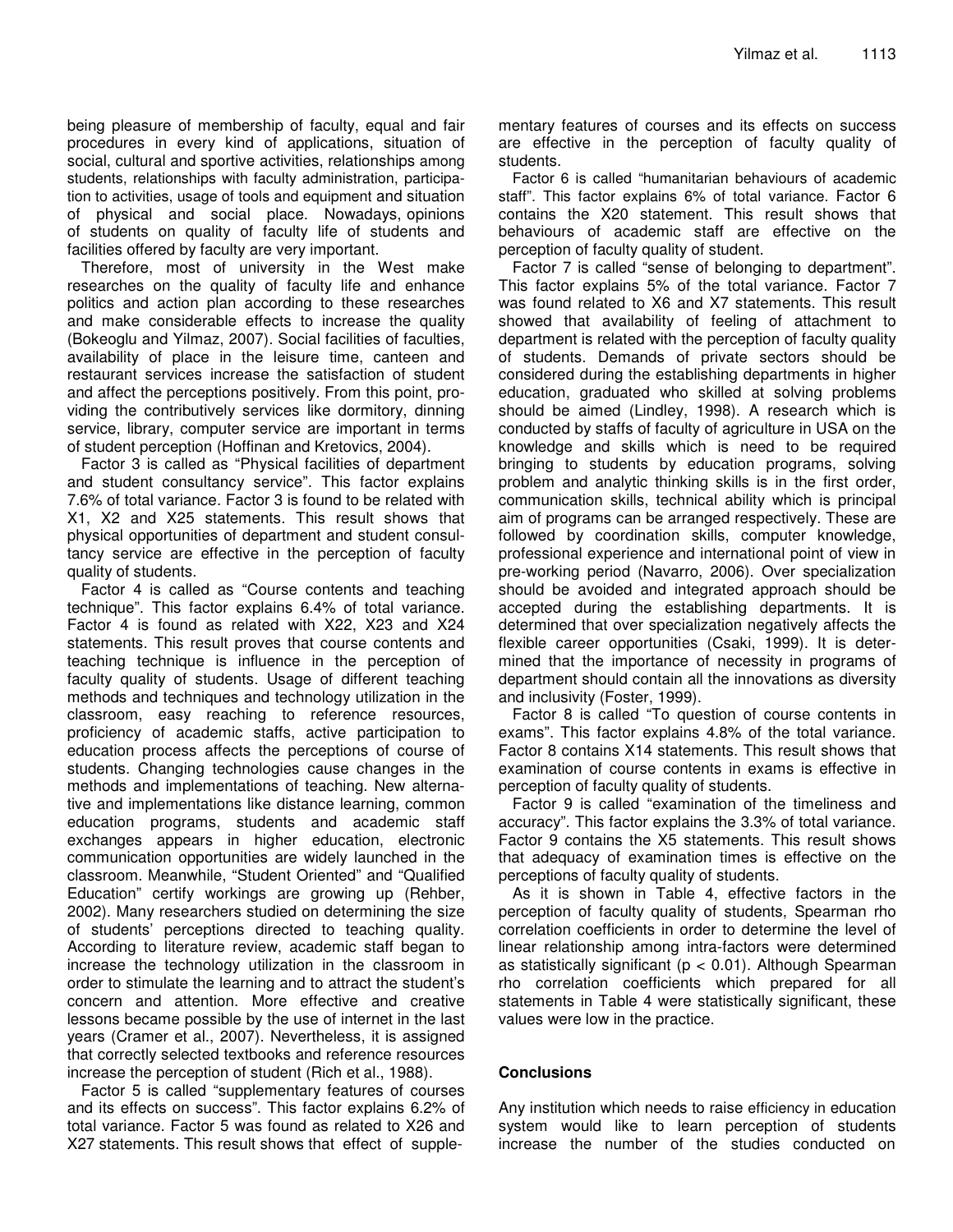being pleasure of membership of faculty, equal and fair procedures in every kind of applications, situation of social, cultural and sportive activities, relationships among students, relationships with faculty administration, participation to activities, usage of tools and equipment and situation of physical and social place. Nowadays, opinions of students on quality of faculty life of students and facilities offered by faculty are very important.

Therefore, most of university in the West make researches on the quality of faculty life and enhance politics and action plan according to these researches and make considerable effects to increase the quality (Bokeoglu and Yilmaz, 2007). Social facilities of faculties, availability of place in the leisure time, canteen and restaurant services increase the satisfaction of student and affect the perceptions positively. From this point, providing the contributively services like dormitory, dinning service, library, computer service are important in terms of student perception (Hoffinan and Kretovics, 2004).

Factor 3 is called as "Physical facilities of department and student consultancy service". This factor explains 7.6% of total variance. Factor 3 is found to be related with X1, X2 and X25 statements. This result shows that physical opportunities of department and student consultancy service are effective in the perception of faculty quality of students.

Factor 4 is called as "Course contents and teaching technique". This factor explains 6.4% of total variance. Factor 4 is found as related with X22, X23 and X24 statements. This result proves that course contents and teaching technique is influence in the perception of faculty quality of students. Usage of different teaching methods and techniques and technology utilization in the classroom, easy reaching to reference resources, proficiency of academic staffs, active participation to education process affects the perceptions of course of students. Changing technologies cause changes in the methods and implementations of teaching. New alternative and implementations like distance learning, common education programs, students and academic staff exchanges appears in higher education, electronic communication opportunities are widely launched in the classroom. Meanwhile, "Student Oriented" and "Qualified Education" certify workings are growing up (Rehber, 2002). Many researchers studied on determining the size of students' perceptions directed to teaching quality. According to literature review, academic staff began to increase the technology utilization in the classroom in order to stimulate the learning and to attract the student's concern and attention. More effective and creative lessons became possible by the use of internet in the last years (Cramer et al., 2007). Nevertheless, it is assigned that correctly selected textbooks and reference resources increase the perception of student (Rich et al., 1988).

Factor 5 is called "supplementary features of courses and its effects on success". This factor explains 6.2% of total variance. Factor 5 was found as related to X26 and X27 statements. This result shows that effect of supplementary features of courses and its effects on success are effective in the perception of faculty quality of students.

Factor 6 is called "humanitarian behaviours of academic staff". This factor explains 6% of total variance. Factor 6 contains the X20 statement. This result shows that behaviours of academic staff are effective on the perception of faculty quality of student.

Factor 7 is called "sense of belonging to department". This factor explains 5% of the total variance. Factor 7 was found related to X6 and X7 statements. This result showed that availability of feeling of attachment to department is related with the perception of faculty quality of students. Demands of private sectors should be considered during the establishing departments in higher education, graduated who skilled at solving problems should be aimed (Lindley, 1998). A research which is conducted by staffs of faculty of agriculture in USA on the knowledge and skills which is need to be required bringing to students by education programs, solving problem and analytic thinking skills is in the first order, communication skills, technical ability which is principal aim of programs can be arranged respectively. These are followed by coordination skills, computer knowledge, professional experience and international point of view in pre-working period (Navarro, 2006). Over specialization should be avoided and integrated approach should be accepted during the establishing departments. It is determined that over specialization negatively affects the flexible career opportunities (Csaki, 1999). It is determined that the importance of necessity in programs of department should contain all the innovations as diversity and inclusivity (Foster, 1999).

Factor 8 is called "To question of course contents in exams". This factor explains 4.8% of the total variance. Factor 8 contains X14 statements. This result shows that examination of course contents in exams is effective in perception of faculty quality of students.

Factor 9 is called "examination of the timeliness and accuracy". This factor explains the 3.3% of total variance. Factor 9 contains the X5 statements. This result shows that adequacy of examination times is effective on the perceptions of faculty quality of students.

As it is shown in Table 4, effective factors in the perception of faculty quality of students, Spearman rho correlation coefficients in order to determine the level of linear relationship among intra-factors were determined as statistically significant ($p < 0.01$). Although Spearman rho correlation coefficients which prepared for all statements in Table 4 were statistically significant, these values were low in the practice.

## Conclusions

Any institution which needs to raise efficiency in education system would like to learn perception of students increase the number of the studies conducted on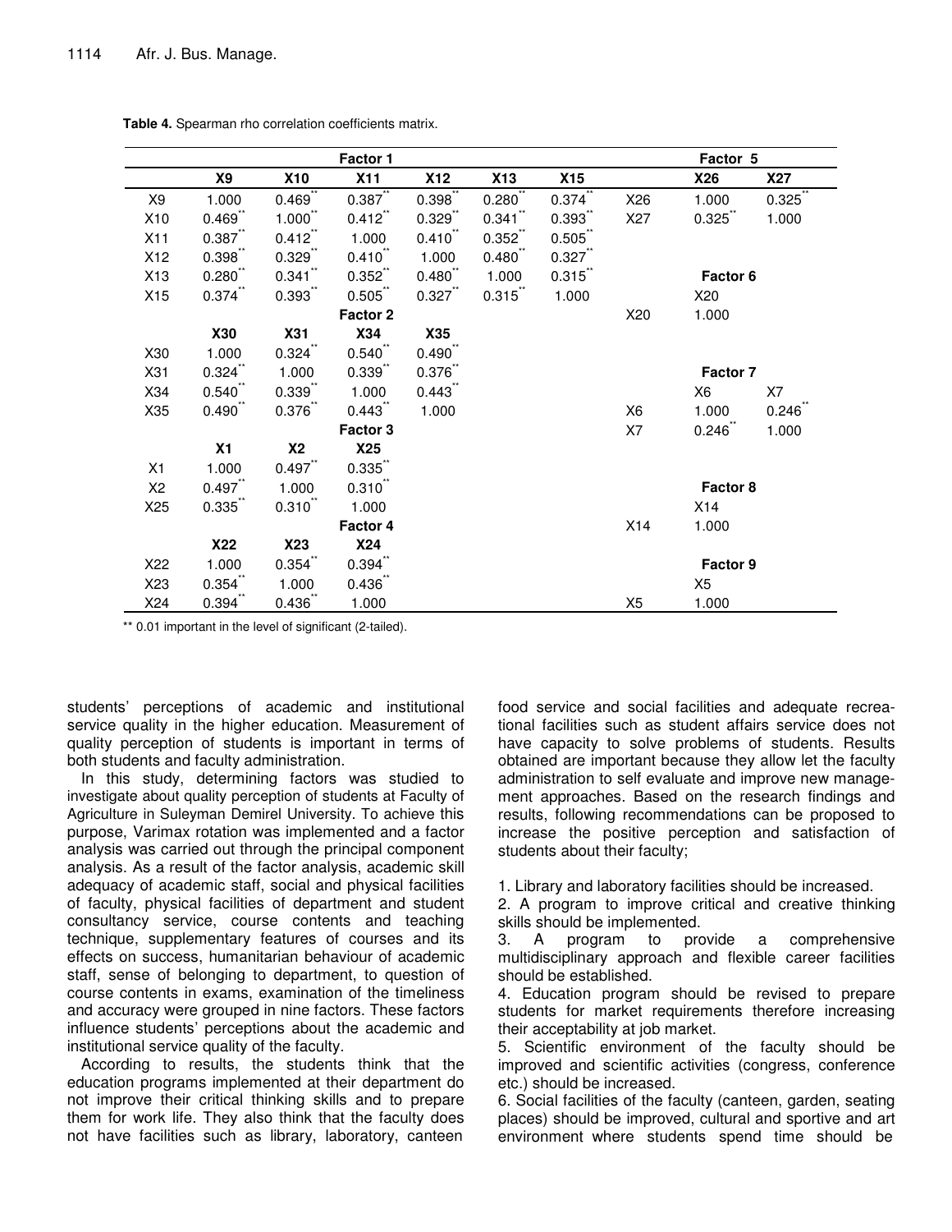**Table 4.** Spearman rho correlation coefficients matrix.

| | | | Factor 1 | | | | | Factor 5 | |
|---|---|---|---|---|---|---|---|---|---|
| | **X9** | **X10** | **X11** | **X12** | **X13** | **X15** | | **X26** | **X27** |
| X9 | 1.000 | 0.469** | 0.387** | 0.398** | 0.280** | 0.374** | X26 | 1.000 | 0.325** |
| X10 | 0.469** | 1.000** | 0.412** | 0.329** | 0.341** | 0.393** | X27 | 0.325** | 1.000 |
| X11 | 0.387** | 0.412** | 1.000 | 0.410** | 0.352** | 0.505** | | | |
| X12 | 0.398** | 0.329** | 0.410** | 1.000 | 0.480** | 0.327** | | | |
| X13 | 0.280** | 0.341** | 0.352** | 0.480** | 1.000 | 0.315** | | **Factor 6** | |
| X15 | 0.374** | 0.393** | 0.505** | 0.327** | 0.315** | 1.000 | | X20 | |
| | | | **Factor 2** | | | | X20 | 1.000 | |
| | **X30** | **X31** | **X34** | **X35** | | | | | |
| X30 | 1.000 | 0.324** | 0.540** | 0.490** | | | | | |
| X31 | 0.324** | 1.000 | 0.339** | 0.376** | | | | **Factor 7** | |
| X34 | 0.540** | 0.339** | 1.000 | 0.443** | | | | X6 | X7 |
| X35 | 0.490** | 0.376** | 0.443** | 1.000 | | | X6 | 1.000 | 0.246** |
| | | | **Factor 3** | | | | X7 | 0.246** | 1.000 |
| | **X1** | **X2** | **X25** | | | | | | |
| X1 | 1.000 | 0.497** | 0.335** | | | | | | |
| X2 | 0.497** | 1.000 | 0.310** | | | | | **Factor 8** | |
| X25 | 0.335** | 0.310** | 1.000 | | | | | X14 | |
| | | | **Factor 4** | | | | X14 | 1.000 | |
| | **X22** | **X23** | **X24** | | | | | | |
| X22 | 1.000 | 0.354** | 0.394** | | | | | **Factor 9** | |
| X23 | 0.354** | 1.000 | 0.436** | | | | | X5 | |
| X24 | 0.394** | 0.436** | 1.000 | | | | X5 | 1.000 | |

** 0.01 important in the level of significant (2-tailed).

students' perceptions of academic and institutional service quality in the higher education. Measurement of quality perception of students is important in terms of both students and faculty administration.

In this study, determining factors was studied to investigate about quality perception of students at Faculty of Agriculture in Suleyman Demirel University. To achieve this purpose, Varimax rotation was implemented and a factor analysis was carried out through the principal component analysis. As a result of the factor analysis, academic skill adequacy of academic staff, social and physical facilities of faculty, physical facilities of department and student consultancy service, course contents and teaching technique, supplementary features of courses and its effects on success, humanitarian behaviour of academic staff, sense of belonging to department, to question of course contents in exams, examination of the timeliness and accuracy were grouped in nine factors. These factors influence students' perceptions about the academic and institutional service quality of the faculty.

According to results, the students think that the education programs implemented at their department do not improve their critical thinking skills and to prepare them for work life. They also think that the faculty does not have facilities such as library, laboratory, canteen food service and social facilities and adequate recreational facilities such as student affairs service does not have capacity to solve problems of students. Results obtained are important because they allow let the faculty administration to self evaluate and improve new management approaches. Based on the research findings and results, following recommendations can be proposed to increase the positive perception and satisfaction of students about their faculty;

1. Library and laboratory facilities should be increased.
2. A program to improve critical and creative thinking skills should be implemented.
3. A program to provide a comprehensive multidisciplinary approach and flexible career facilities should be established.
4. Education program should be revised to prepare students for market requirements therefore increasing their acceptability at job market.
5. Scientific environment of the faculty should be improved and scientific activities (congress, conference etc.) should be increased.
6. Social facilities of the faculty (canteen, garden, seating places) should be improved, cultural and sportive and art environment where students spend time should be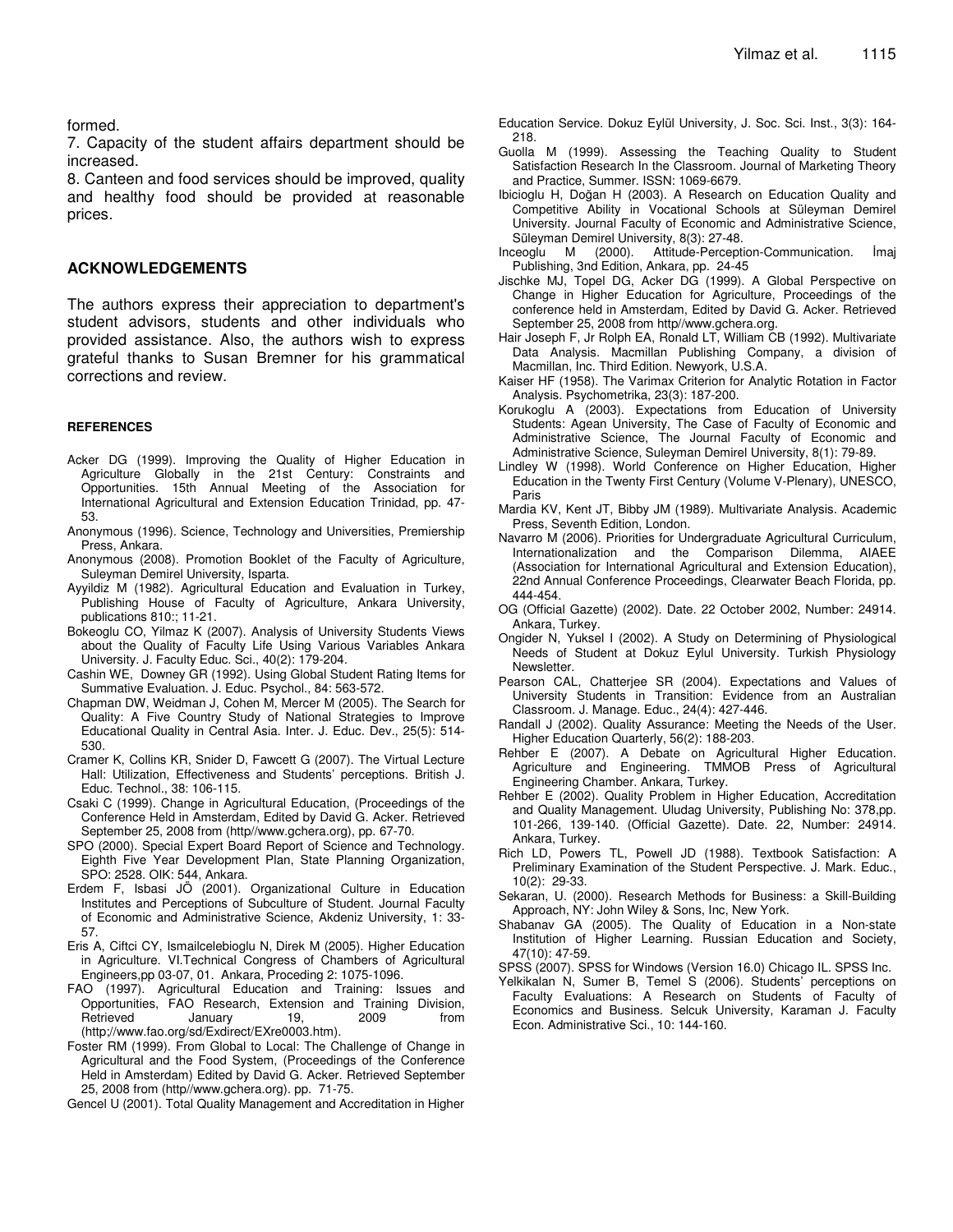formed.

7. Capacity of the student affairs department should be increased.

8. Canteen and food services should be improved, quality and healthy food should be provided at reasonable prices.

## ACKNOWLEDGEMENTS

The authors express their appreciation to department's student advisors, students and other individuals who provided assistance. Also, the authors wish to express grateful thanks to Susan Bremner for his grammatical corrections and review.

### REFERENCES

Acker DG (1999). Improving the Quality of Higher Education in Agriculture Globally in the 21st Century: Constraints and Opportunities. 15th Annual Meeting of the Association for International Agricultural and Extension Education Trinidad, pp. 47-53.

Anonymous (1996). Science, Technology and Universities, Premiership Press, Ankara.

Anonymous (2008). Promotion Booklet of the Faculty of Agriculture, Suleyman Demirel University, Isparta.

Ayyildiz M (1982). Agricultural Education and Evaluation in Turkey, Publishing House of Faculty of Agriculture, Ankara University, publications 810:; 11-21.

Bokeoglu CO, Yilmaz K (2007). Analysis of University Students Views about the Quality of Faculty Life Using Various Variables Ankara University. J. Faculty Educ. Sci., 40(2): 179-204.

Cashin WE, Downey GR (1992). Using Global Student Rating Items for Summative Evaluation. J. Educ. Psychol., 84: 563-572.

Chapman DW, Weidman J, Cohen M, Mercer M (2005). The Search for Quality: A Five Country Study of National Strategies to Improve Educational Quality in Central Asia. Inter. J. Educ. Dev., 25(5): 514-530.

Cramer K, Collins KR, Snider D, Fawcett G (2007). The Virtual Lecture Hall: Utilization, Effectiveness and Students' perceptions. British J. Educ. Technol., 38: 106-115.

Csaki C (1999). Change in Agricultural Education, (Proceedings of the Conference Held in Amsterdam, Edited by David G. Acker. Retrieved September 25, 2008 from (http//www.gchera.org), pp. 67-70.

SPO (2000). Special Expert Board Report of Science and Technology. Eighth Five Year Development Plan, State Planning Organization, SPO: 2528. OIK: 544, Ankara.

Erdem F, Isbasi JÖ (2001). Organizational Culture in Education Institutes and Perceptions of Subculture of Student. Journal Faculty of Economic and Administrative Science, Akdeniz University, 1: 33-57.

Eris A, Ciftci CY, Ismailcelebioglu N, Direk M (2005). Higher Education in Agriculture. VI.Technical Congress of Chambers of Agricultural Engineers,pp 03-07, 01. Ankara, Proceding 2: 1075-1096.

FAO (1997). Agricultural Education and Training: Issues and Opportunities, FAO Research, Extension and Training Division, Retrieved January 19, 2009 from (http;//www.fao.org/sd/Exdirect/EXre0003.htm).

Foster RM (1999). From Global to Local: The Challenge of Change in Agricultural and the Food System, (Proceedings of the Conference Held in Amsterdam) Edited by David G. Acker. Retrieved September 25, 2008 from (http//www.gchera.org). pp. 71-75.

Gencel U (2001). Total Quality Management and Accreditation in Higher Education Service. Dokuz Eylül University, J. Soc. Sci. Inst., 3(3): 164-218.

Guolla M (1999). Assessing the Teaching Quality to Student Satisfaction Research In the Classroom. Journal of Marketing Theory and Practice, Summer. ISSN: 1069-6679.

Ibicioglu H, Doğan H (2003). A Research on Education Quality and Competitive Ability in Vocational Schools at Süleyman Demirel University. Journal Faculty of Economic and Administrative Science, Süleyman Demirel University, 8(3): 27-48.

Inceoglu M (2000). Attitude-Perception-Communication. İmaj Publishing, 3nd Edition, Ankara, pp. 24-45

Jischke MJ, Topel DG, Acker DG (1999). A Global Perspective on Change in Higher Education for Agriculture, Proceedings of the conference held in Amsterdam, Edited by David G. Acker. Retrieved September 25, 2008 from http//www.gchera.org.

Hair Joseph F, Jr Rolph EA, Ronald LT, William CB (1992). Multivariate Data Analysis. Macmillan Publishing Company, a division of Macmillan, Inc. Third Edition. Newyork, U.S.A.

Kaiser HF (1958). The Varimax Criterion for Analytic Rotation in Factor Analysis. Psychometrika, 23(3): 187-200.

Korukoglu A (2003). Expectations from Education of University Students: Agean University, The Case of Faculty of Economic and Administrative Science, The Journal Faculty of Economic and Administrative Science, Suleyman Demirel University, 8(1): 79-89.

Lindley W (1998). World Conference on Higher Education, Higher Education in the Twenty First Century (Volume V-Plenary), UNESCO, Paris

Mardia KV, Kent JT, Bibby JM (1989). Multivariate Analysis. Academic Press, Seventh Edition, London.

Navarro M (2006). Priorities for Undergraduate Agricultural Curriculum, Internationalization and the Comparison Dilemma, AIAEE (Association for International Agricultural and Extension Education), 22nd Annual Conference Proceedings, Clearwater Beach Florida, pp. 444-454.

OG (Official Gazette) (2002). Date. 22 October 2002, Number: 24914. Ankara, Turkey.

Ongider N, Yuksel I (2002). A Study on Determining of Physiological Needs of Student at Dokuz Eylul University. Turkish Physiology Newsletter.

Pearson CAL, Chatterjee SR (2004). Expectations and Values of University Students in Transition: Evidence from an Australian Classroom. J. Manage. Educ., 24(4): 427-446.

Randall J (2002). Quality Assurance: Meeting the Needs of the User. Higher Education Quarterly, 56(2): 188-203.

Rehber E (2007). A Debate on Agricultural Higher Education. Agriculture and Engineering. TMMOB Press of Agricultural Engineering Chamber. Ankara, Turkey.

Rehber E (2002). Quality Problem in Higher Education, Accreditation and Quality Management. Uludag University, Publishing No: 378,pp. 101-266, 139-140. (Official Gazette). Date. 22, Number: 24914. Ankara, Turkey.

Rich LD, Powers TL, Powell JD (1988). Textbook Satisfaction: A Preliminary Examination of the Student Perspective. J. Mark. Educ., 10(2): 29-33.

Sekaran, U. (2000). Research Methods for Business: a Skill-Building Approach, NY: John Wiley & Sons, Inc, New York.

Shabanav GA (2005). The Quality of Education in a Non-state Institution of Higher Learning. Russian Education and Society, 47(10): 47-59.

SPSS (2007). SPSS for Windows (Version 16.0) Chicago IL. SPSS Inc.

Yelkikalan N, Sumer B, Temel S (2006). Students' perceptions on Faculty Evaluations: A Research on Students of Faculty of Economics and Business. Selcuk University, Karaman J. Faculty Econ. Administrative Sci., 10: 144-160.